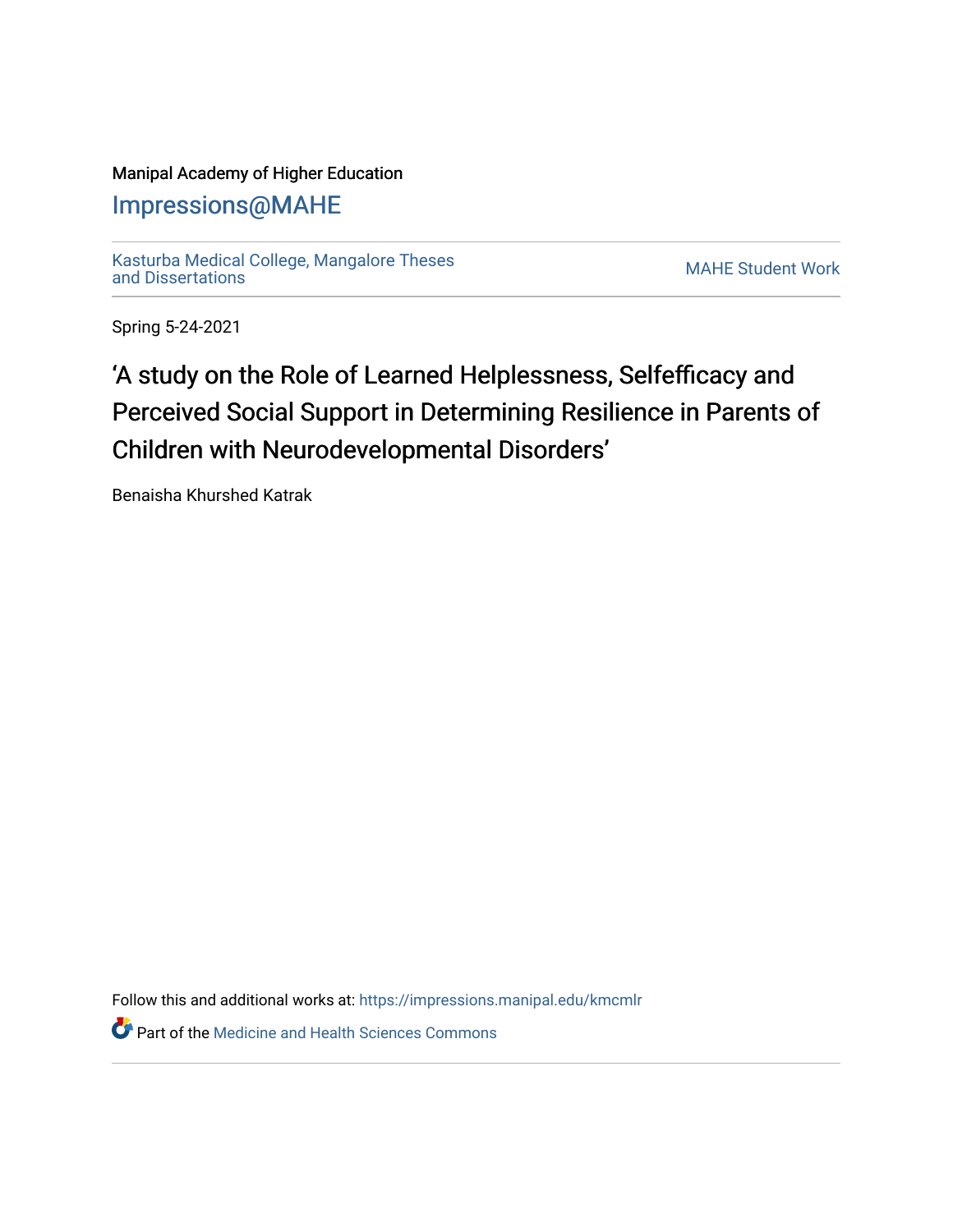Manipal Academy of Higher Education

# Impressions@MAHE

Kasturba Medical College, Mangalore Theses and Dissertations

MAHE Student Work

Spring 5-24-2021

# ‘A study on the Role of Learned Helplessness, Selfefficacy and Perceived Social Support in Determining Resilience in Parents of Children with Neurodevelopmental Disorders’

Benaisha Khurshed Katrak

Follow this and additional works at: https://impressions.manipal.edu/kmcmlr

Part of the Medicine and Health Sciences Commons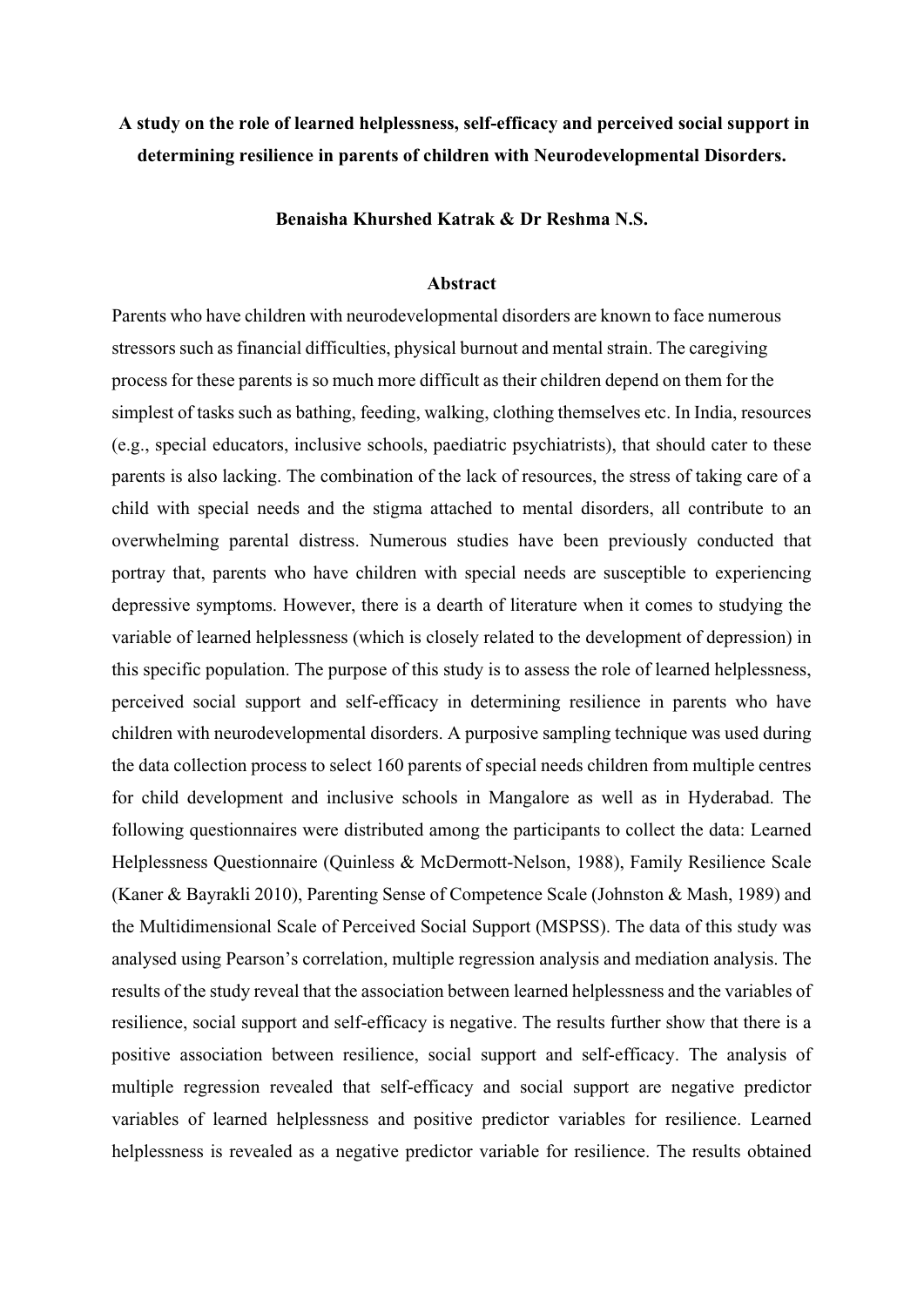**A study on the role of learned helplessness, self-efficacy and perceived social support in determining resilience in parents of children with Neurodevelopmental Disorders.**

**Benaisha Khurshed Katrak & Dr Reshma N.S.**

**Abstract**

Parents who have children with neurodevelopmental disorders are known to face numerous stressors such as financial difficulties, physical burnout and mental strain. The caregiving process for these parents is so much more difficult as their children depend on them for the simplest of tasks such as bathing, feeding, walking, clothing themselves etc. In India, resources (e.g., special educators, inclusive schools, paediatric psychiatrists), that should cater to these parents is also lacking. The combination of the lack of resources, the stress of taking care of a child with special needs and the stigma attached to mental disorders, all contribute to an overwhelming parental distress. Numerous studies have been previously conducted that portray that, parents who have children with special needs are susceptible to experiencing depressive symptoms. However, there is a dearth of literature when it comes to studying the variable of learned helplessness (which is closely related to the development of depression) in this specific population. The purpose of this study is to assess the role of learned helplessness, perceived social support and self-efficacy in determining resilience in parents who have children with neurodevelopmental disorders. A purposive sampling technique was used during the data collection process to select 160 parents of special needs children from multiple centres for child development and inclusive schools in Mangalore as well as in Hyderabad. The following questionnaires were distributed among the participants to collect the data: Learned Helplessness Questionnaire (Quinless & McDermott-Nelson, 1988), Family Resilience Scale (Kaner & Bayrakli 2010), Parenting Sense of Competence Scale (Johnston & Mash, 1989) and the Multidimensional Scale of Perceived Social Support (MSPSS). The data of this study was analysed using Pearson's correlation, multiple regression analysis and mediation analysis. The results of the study reveal that the association between learned helplessness and the variables of resilience, social support and self-efficacy is negative. The results further show that there is a positive association between resilience, social support and self-efficacy. The analysis of multiple regression revealed that self-efficacy and social support are negative predictor variables of learned helplessness and positive predictor variables for resilience. Learned helplessness is revealed as a negative predictor variable for resilience. The results obtained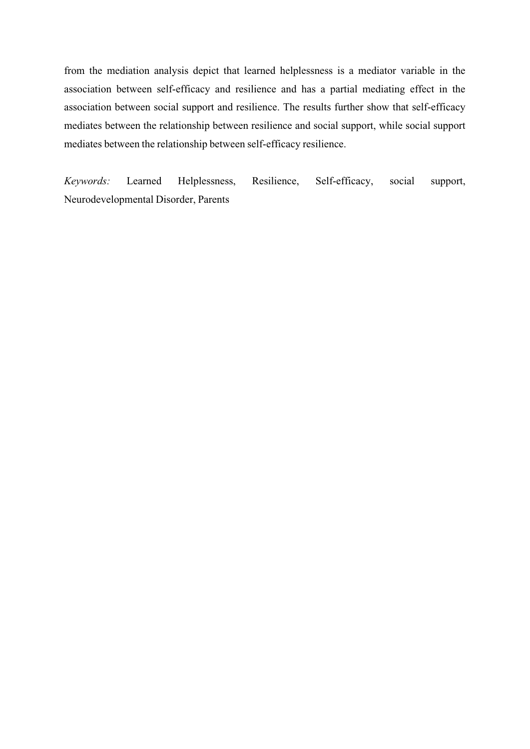from the mediation analysis depict that learned helplessness is a mediator variable in the association between self-efficacy and resilience and has a partial mediating effect in the association between social support and resilience. The results further show that self-efficacy mediates between the relationship between resilience and social support, while social support mediates between the relationship between self-efficacy resilience.

*Keywords:* Learned Helplessness, Resilience, Self-efficacy, social support, Neurodevelopmental Disorder, Parents